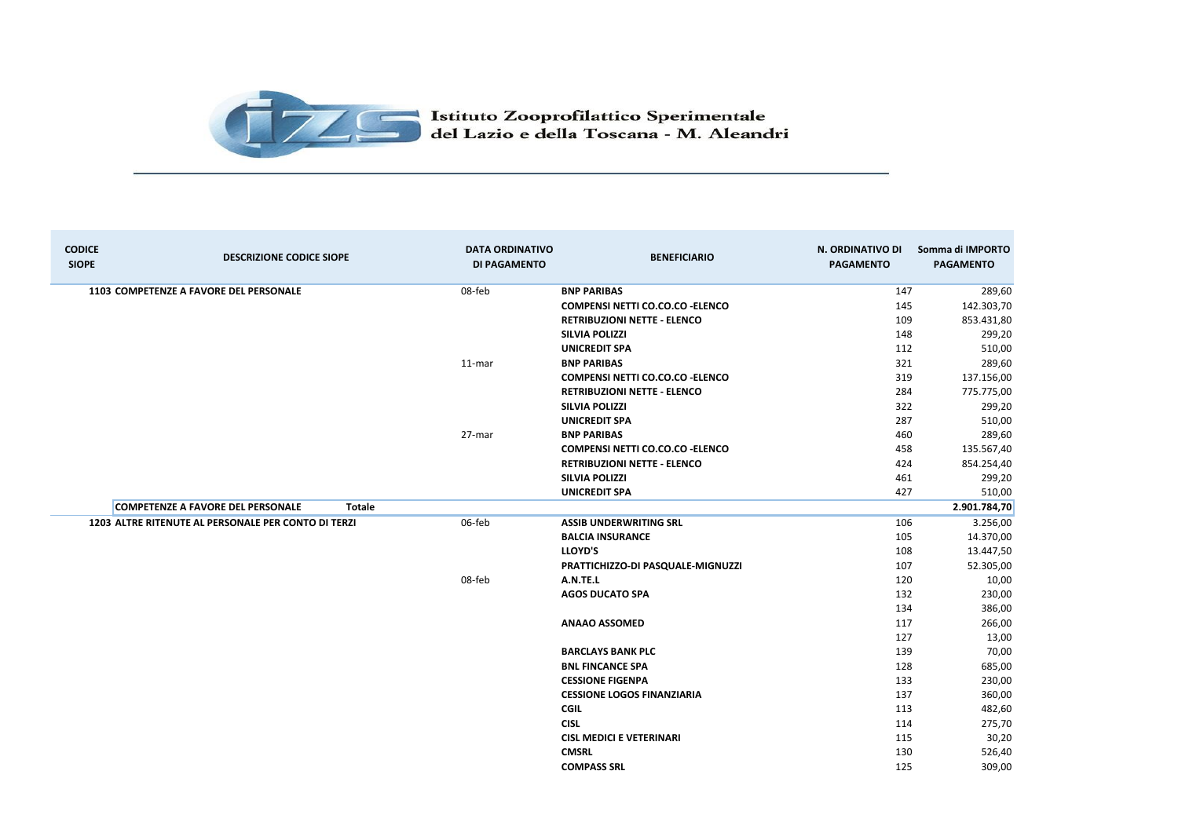# Istituto Zooprofilattico Sperimentale del Lazio e della Toscana - M. Aleandri

| CODICE SIOPE | DESCRIZIONE CODICE SIOPE | DATA ORDINATIVO DI PAGAMENTO | BENEFICIARIO | N. ORDINATIVO DI PAGAMENTO | Somma di IMPORTO PAGAMENTO |
|---|---|---|---|---|---|
| **1103** | **COMPETENZE A FAVORE DEL PERSONALE** | 08-feb | **BNP PARIBAS** | 147 | 289,60 |
| | | | **COMPENSI NETTI CO.CO.CO -ELENCO** | 145 | 142.303,70 |
| | | | **RETRIBUZIONI NETTE - ELENCO** | 109 | 853.431,80 |
| | | | **SILVIA POLIZZI** | 148 | 299,20 |
| | | | **UNICREDIT SPA** | 112 | 510,00 |
| | | 11-mar | **BNP PARIBAS** | 321 | 289,60 |
| | | | **COMPENSI NETTI CO.CO.CO -ELENCO** | 319 | 137.156,00 |
| | | | **RETRIBUZIONI NETTE - ELENCO** | 284 | 775.775,00 |
| | | | **SILVIA POLIZZI** | 322 | 299,20 |
| | | | **UNICREDIT SPA** | 287 | 510,00 |
| | | 27-mar | **BNP PARIBAS** | 460 | 289,60 |
| | | | **COMPENSI NETTI CO.CO.CO -ELENCO** | 458 | 135.567,40 |
| | | | **RETRIBUZIONI NETTE - ELENCO** | 424 | 854.254,40 |
| | | | **SILVIA POLIZZI** | 461 | 299,20 |
| | | | **UNICREDIT SPA** | 427 | 510,00 |
| | **COMPETENZE A FAVORE DEL PERSONALE Totale** | | | | **2.901.784,70** |
| **1203** | **ALTRE RITENUTE AL PERSONALE PER CONTO DI TERZI** | 06-feb | **ASSIB UNDERWRITING SRL** | 106 | 3.256,00 |
| | | | **BALCIA INSURANCE** | 105 | 14.370,00 |
| | | | **LLOYD'S** | 108 | 13.447,50 |
| | | | **PRATTICHIZZO-DI PASQUALE-MIGNUZZI** | 107 | 52.305,00 |
| | | 08-feb | **A.N.TE.L** | 120 | 10,00 |
| | | | **AGOS DUCATO SPA** | 132 | 230,00 |
| | | | | 134 | 386,00 |
| | | | **ANAAO ASSOMED** | 117 | 266,00 |
| | | | | 127 | 13,00 |
| | | | **BARCLAYS BANK PLC** | 139 | 70,00 |
| | | | **BNL FINCANCE SPA** | 128 | 685,00 |
| | | | **CESSIONE FIGENPA** | 133 | 230,00 |
| | | | **CESSIONE LOGOS FINANZIARIA** | 137 | 360,00 |
| | | | **CGIL** | 113 | 482,60 |
| | | | **CISL** | 114 | 275,70 |
| | | | **CISL MEDICI E VETERINARI** | 115 | 30,20 |
| | | | **CMSRL** | 130 | 526,40 |
| | | | **COMPASS SRL** | 125 | 309,00 |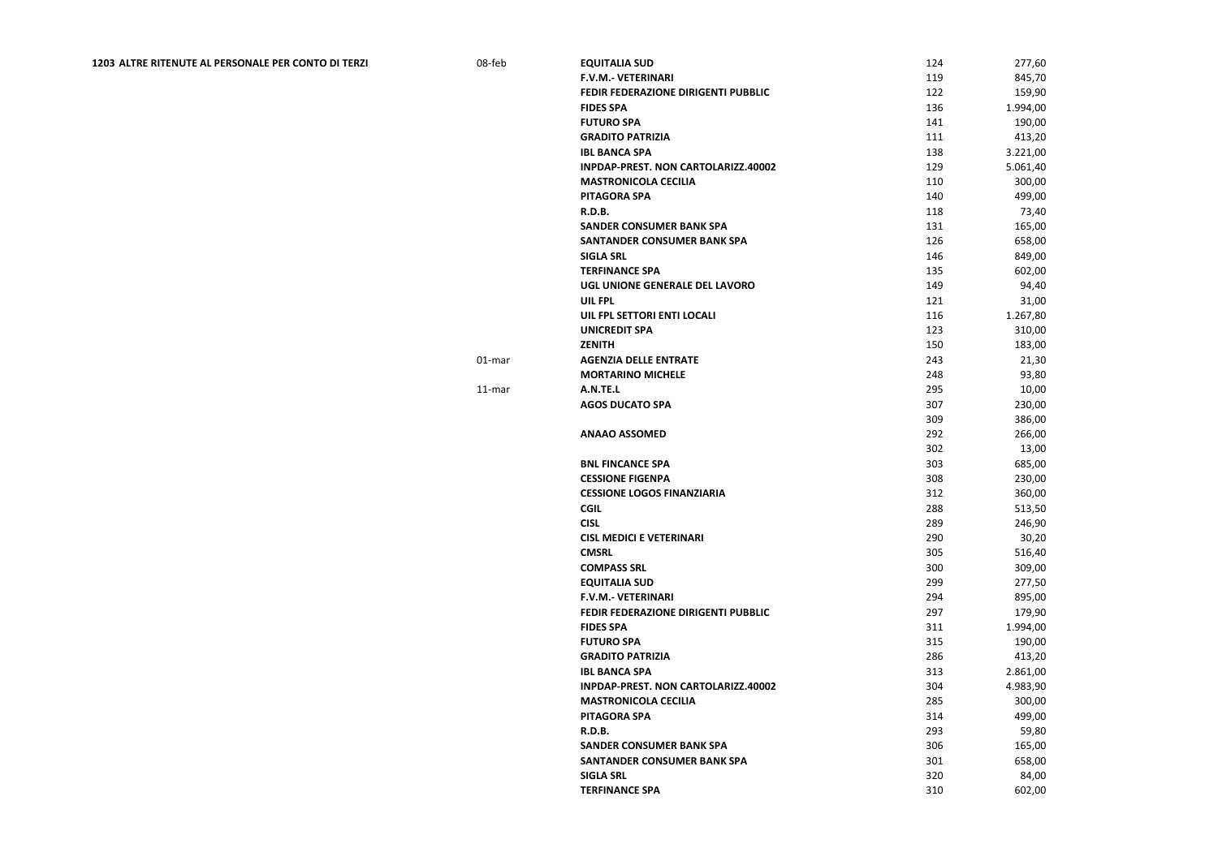| | | | | |
|---|---|---|---|---|
| **1203 ALTRE RITENUTE AL PERSONALE PER CONTO DI TERZI** | 08-feb | **EQUITALIA SUD** | 124 | 277,60 |
| | | **F.V.M.- VETERINARI** | 119 | 845,70 |
| | | **FEDIR FEDERAZIONE DIRIGENTI PUBBLIC** | 122 | 159,90 |
| | | **FIDES SPA** | 136 | 1.994,00 |
| | | **FUTURO SPA** | 141 | 190,00 |
| | | **GRADITO PATRIZIA** | 111 | 413,20 |
| | | **IBL BANCA SPA** | 138 | 3.221,00 |
| | | **INPDAP-PREST. NON CARTOLARIZZ.40002** | 129 | 5.061,40 |
| | | **MASTRONICOLA CECILIA** | 110 | 300,00 |
| | | **PITAGORA SPA** | 140 | 499,00 |
| | | **R.D.B.** | 118 | 73,40 |
| | | **SANDER CONSUMER BANK SPA** | 131 | 165,00 |
| | | **SANTANDER CONSUMER BANK SPA** | 126 | 658,00 |
| | | **SIGLA SRL** | 146 | 849,00 |
| | | **TERFINANCE SPA** | 135 | 602,00 |
| | | **UGL UNIONE GENERALE DEL LAVORO** | 149 | 94,40 |
| | | **UIL FPL** | 121 | 31,00 |
| | | **UIL FPL SETTORI ENTI LOCALI** | 116 | 1.267,80 |
| | | **UNICREDIT SPA** | 123 | 310,00 |
| | | **ZENITH** | 150 | 183,00 |
| | 01-mar | **AGENZIA DELLE ENTRATE** | 243 | 21,30 |
| | | **MORTARINO MICHELE** | 248 | 93,80 |
| | 11-mar | **A.N.TE.L** | 295 | 10,00 |
| | | **AGOS DUCATO SPA** | 307 | 230,00 |
| | | | 309 | 386,00 |
| | | **ANAAO ASSOMED** | 292 | 266,00 |
| | | | 302 | 13,00 |
| | | **BNL FINCANCE SPA** | 303 | 685,00 |
| | | **CESSIONE FIGENPA** | 308 | 230,00 |
| | | **CESSIONE LOGOS FINANZIARIA** | 312 | 360,00 |
| | | **CGIL** | 288 | 513,50 |
| | | **CISL** | 289 | 246,90 |
| | | **CISL MEDICI E VETERINARI** | 290 | 30,20 |
| | | **CMSRL** | 305 | 516,40 |
| | | **COMPASS SRL** | 300 | 309,00 |
| | | **EQUITALIA SUD** | 299 | 277,50 |
| | | **F.V.M.- VETERINARI** | 294 | 895,00 |
| | | **FEDIR FEDERAZIONE DIRIGENTI PUBBLIC** | 297 | 179,90 |
| | | **FIDES SPA** | 311 | 1.994,00 |
| | | **FUTURO SPA** | 315 | 190,00 |
| | | **GRADITO PATRIZIA** | 286 | 413,20 |
| | | **IBL BANCA SPA** | 313 | 2.861,00 |
| | | **INPDAP-PREST. NON CARTOLARIZZ.40002** | 304 | 4.983,90 |
| | | **MASTRONICOLA CECILIA** | 285 | 300,00 |
| | | **PITAGORA SPA** | 314 | 499,00 |
| | | **R.D.B.** | 293 | 59,80 |
| | | **SANDER CONSUMER BANK SPA** | 306 | 165,00 |
| | | **SANTANDER CONSUMER BANK SPA** | 301 | 658,00 |
| | | **SIGLA SRL** | 320 | 84,00 |
| | | **TERFINANCE SPA** | 310 | 602,00 |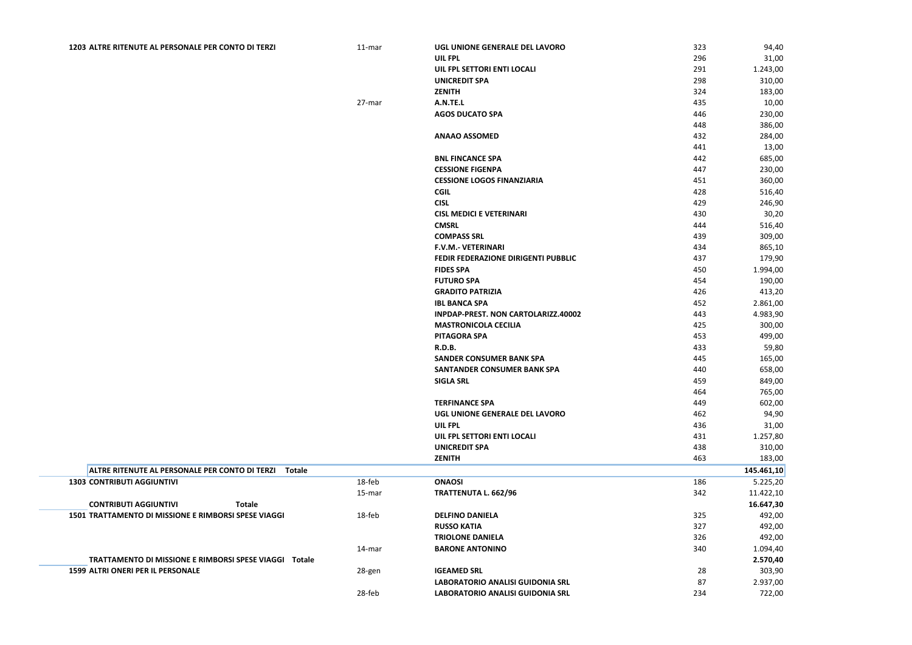| | | | | |
|---|---|---|---|---|
| **1203 ALTRE RITENUTE AL PERSONALE PER CONTO DI TERZI** | 11-mar | **UGL UNIONE GENERALE DEL LAVORO** | 323 | 94,40 |
| | | **UIL FPL** | 296 | 31,00 |
| | | **UIL FPL SETTORI ENTI LOCALI** | 291 | 1.243,00 |
| | | **UNICREDIT SPA** | 298 | 310,00 |
| | | **ZENITH** | 324 | 183,00 |
| | 27-mar | **A.N.TE.L** | 435 | 10,00 |
| | | **AGOS DUCATO SPA** | 446 | 230,00 |
| | | | 448 | 386,00 |
| | | **ANAAO ASSOMED** | 432 | 284,00 |
| | | | 441 | 13,00 |
| | | **BNL FINCANCE SPA** | 442 | 685,00 |
| | | **CESSIONE FIGENPA** | 447 | 230,00 |
| | | **CESSIONE LOGOS FINANZIARIA** | 451 | 360,00 |
| | | **CGIL** | 428 | 516,40 |
| | | **CISL** | 429 | 246,90 |
| | | **CISL MEDICI E VETERINARI** | 430 | 30,20 |
| | | **CMSRL** | 444 | 516,40 |
| | | **COMPASS SRL** | 439 | 309,00 |
| | | **F.V.M.- VETERINARI** | 434 | 865,10 |
| | | **FEDIR FEDERAZIONE DIRIGENTI PUBBLIC** | 437 | 179,90 |
| | | **FIDES SPA** | 450 | 1.994,00 |
| | | **FUTURO SPA** | 454 | 190,00 |
| | | **GRADITO PATRIZIA** | 426 | 413,20 |
| | | **IBL BANCA SPA** | 452 | 2.861,00 |
| | | **INPDAP-PREST. NON CARTOLARIZZ.40002** | 443 | 4.983,90 |
| | | **MASTRONICOLA CECILIA** | 425 | 300,00 |
| | | **PITAGORA SPA** | 453 | 499,00 |
| | | **R.D.B.** | 433 | 59,80 |
| | | **SANDER CONSUMER BANK SPA** | 445 | 165,00 |
| | | **SANTANDER CONSUMER BANK SPA** | 440 | 658,00 |
| | | **SIGLA SRL** | 459 | 849,00 |
| | | | 464 | 765,00 |
| | | **TERFINANCE SPA** | 449 | 602,00 |
| | | **UGL UNIONE GENERALE DEL LAVORO** | 462 | 94,90 |
| | | **UIL FPL** | 436 | 31,00 |
| | | **UIL FPL SETTORI ENTI LOCALI** | 431 | 1.257,80 |
| | | **UNICREDIT SPA** | 438 | 310,00 |
| | | **ZENITH** | 463 | 183,00 |
| **ALTRE RITENUTE AL PERSONALE PER CONTO DI TERZI Totale** | | | | **145.461,10** |
| **1303 CONTRIBUTI AGGIUNTIVI** | 18-feb | **ONAOSI** | 186 | 5.225,20 |
| | 15-mar | **TRATTENUTA L. 662/96** | 342 | 11.422,10 |
| **CONTRIBUTI AGGIUNTIVI Totale** | | | | **16.647,30** |
| **1501 TRATTAMENTO DI MISSIONE E RIMBORSI SPESE VIAGGI** | 18-feb | **DELFINO DANIELA** | 325 | 492,00 |
| | | **RUSSO KATIA** | 327 | 492,00 |
| | | **TRIOLONE DANIELA** | 326 | 492,00 |
| | 14-mar | **BARONE ANTONINO** | 340 | 1.094,40 |
| **TRATTAMENTO DI MISSIONE E RIMBORSI SPESE VIAGGI Totale** | | | | **2.570,40** |
| **1599 ALTRI ONERI PER IL PERSONALE** | 28-gen | **IGEAMED SRL** | 28 | 303,90 |
| | | **LABORATORIO ANALISI GUIDONIA SRL** | 87 | 2.937,00 |
| | 28-feb | **LABORATORIO ANALISI GUIDONIA SRL** | 234 | 722,00 |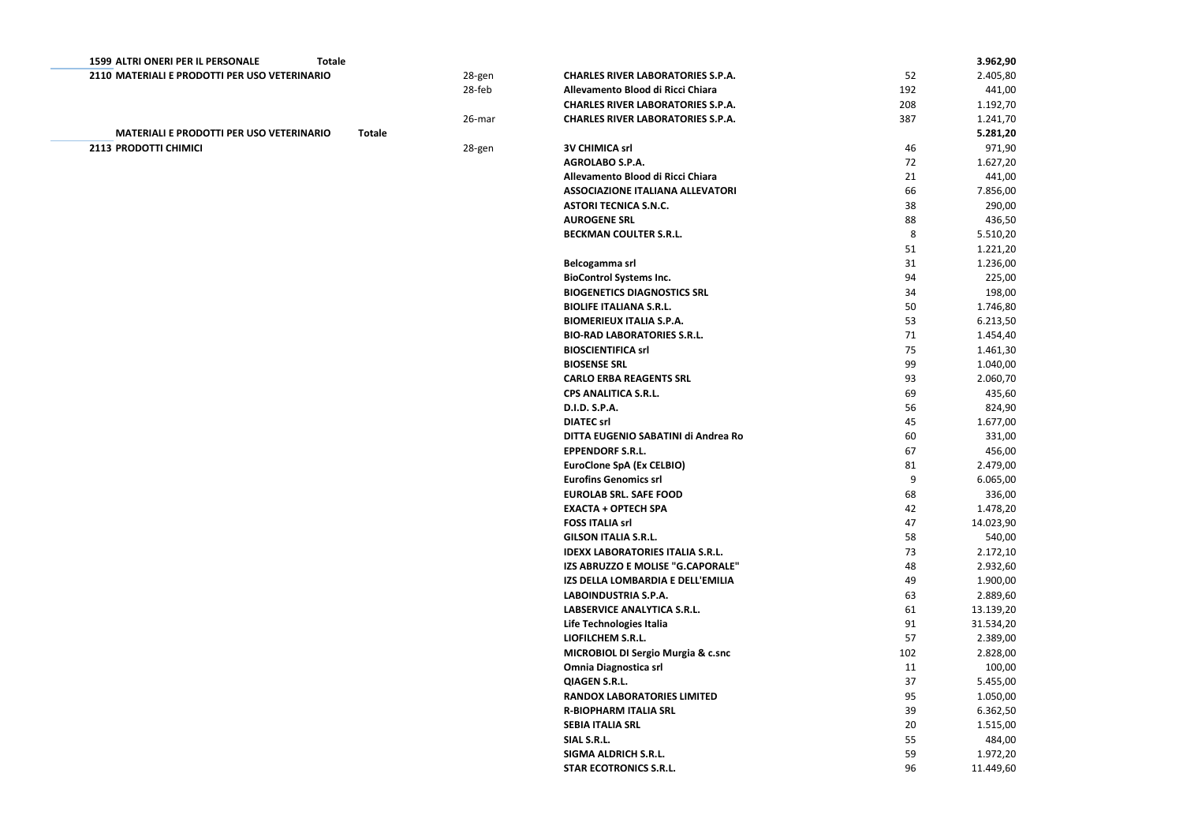| Voce | Data | Fornitore | N. | Importo |
|---|---|---|---|---|
| 1599 ALTRI ONERI PER IL PERSONALE Totale | | | | 3.962,90 |
| 2110 MATERIALI E PRODOTTI PER USO VETERINARIO | 28-gen | CHARLES RIVER LABORATORIES S.P.A. | 52 | 2.405,80 |
| | 28-feb | Allevamento Blood di Ricci Chiara | 192 | 441,00 |
| | | CHARLES RIVER LABORATORIES S.P.A. | 208 | 1.192,70 |
| | 26-mar | CHARLES RIVER LABORATORIES S.P.A. | 387 | 1.241,70 |
| MATERIALI E PRODOTTI PER USO VETERINARIO Totale | | | | 5.281,20 |
| 2113 PRODOTTI CHIMICI | 28-gen | 3V CHIMICA srl | 46 | 971,90 |
| | | AGROLABO S.P.A. | 72 | 1.627,20 |
| | | Allevamento Blood di Ricci Chiara | 21 | 441,00 |
| | | ASSOCIAZIONE ITALIANA ALLEVATORI | 66 | 7.856,00 |
| | | ASTORI TECNICA S.N.C. | 38 | 290,00 |
| | | AUROGENE SRL | 88 | 436,50 |
| | | BECKMAN COULTER S.R.L. | 8 | 5.510,20 |
| | | | 51 | 1.221,20 |
| | | Belcogamma srl | 31 | 1.236,00 |
| | | BioControl Systems Inc. | 94 | 225,00 |
| | | BIOGENETICS DIAGNOSTICS SRL | 34 | 198,00 |
| | | BIOLIFE ITALIANA S.R.L. | 50 | 1.746,80 |
| | | BIOMERIEUX ITALIA S.P.A. | 53 | 6.213,50 |
| | | BIO-RAD LABORATORIES S.R.L. | 71 | 1.454,40 |
| | | BIOSCIENTIFICA srl | 75 | 1.461,30 |
| | | BIOSENSE SRL | 99 | 1.040,00 |
| | | CARLO ERBA REAGENTS SRL | 93 | 2.060,70 |
| | | CPS ANALITICA S.R.L. | 69 | 435,60 |
| | | D.I.D. S.P.A. | 56 | 824,90 |
| | | DIATEC srl | 45 | 1.677,00 |
| | | DITTA EUGENIO SABATINI di Andrea Ro | 60 | 331,00 |
| | | EPPENDORF S.R.L. | 67 | 456,00 |
| | | EuroClone SpA (Ex CELBIO) | 81 | 2.479,00 |
| | | Eurofins Genomics srl | 9 | 6.065,00 |
| | | EUROLAB SRL. SAFE FOOD | 68 | 336,00 |
| | | EXACTA + OPTECH SPA | 42 | 1.478,20 |
| | | FOSS ITALIA srl | 47 | 14.023,90 |
| | | GILSON ITALIA S.R.L. | 58 | 540,00 |
| | | IDEXX LABORATORIES ITALIA S.R.L. | 73 | 2.172,10 |
| | | IZS ABRUZZO E MOLISE "G.CAPORALE" | 48 | 2.932,60 |
| | | IZS DELLA LOMBARDIA E DELL'EMILIA | 49 | 1.900,00 |
| | | LABOINDUSTRIA S.P.A. | 63 | 2.889,60 |
| | | LABSERVICE ANALYTICA S.R.L. | 61 | 13.139,20 |
| | | Life Technologies Italia | 91 | 31.534,20 |
| | | LIOFILCHEM S.R.L. | 57 | 2.389,00 |
| | | MICROBIOL DI Sergio Murgia & c.snc | 102 | 2.828,00 |
| | | Omnia Diagnostica srl | 11 | 100,00 |
| | | QIAGEN S.R.L. | 37 | 5.455,00 |
| | | RANDOX LABORATORIES LIMITED | 95 | 1.050,00 |
| | | R-BIOPHARM ITALIA SRL | 39 | 6.362,50 |
| | | SEBIA ITALIA SRL | 20 | 1.515,00 |
| | | SIAL S.R.L. | 55 | 484,00 |
| | | SIGMA ALDRICH S.R.L. | 59 | 1.972,20 |
| | | STAR ECOTRONICS S.R.L. | 96 | 11.449,60 |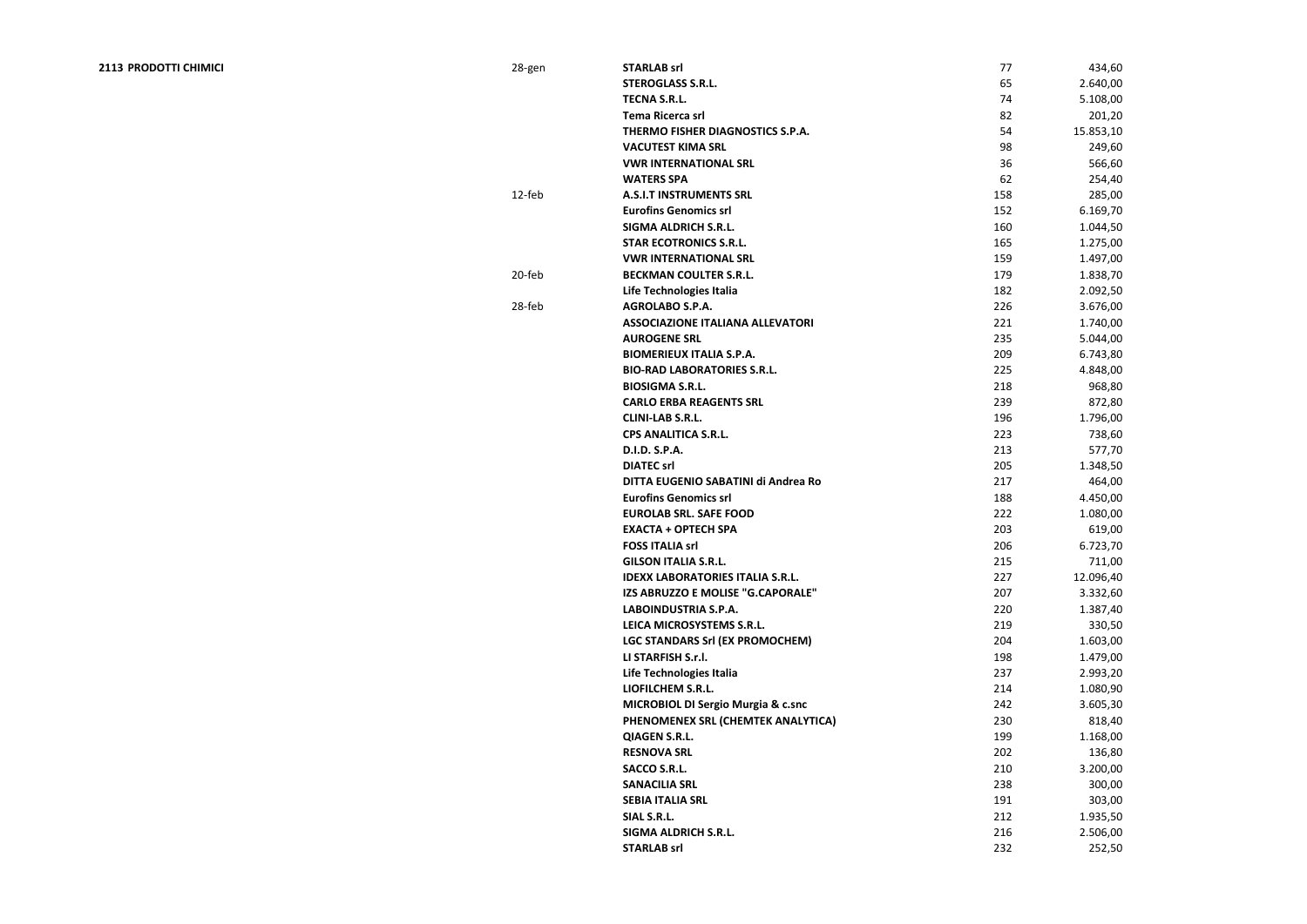| | | | | |
|---|---|---|---|---|
| **2113 PRODOTTI CHIMICI** | 28-gen | **STARLAB srl** | 77 | 434,60 |
| | | **STEROGLASS S.R.L.** | 65 | 2.640,00 |
| | | **TECNA S.R.L.** | 74 | 5.108,00 |
| | | **Tema Ricerca srl** | 82 | 201,20 |
| | | **THERMO FISHER DIAGNOSTICS S.P.A.** | 54 | 15.853,10 |
| | | **VACUTEST KIMA SRL** | 98 | 249,60 |
| | | **VWR INTERNATIONAL SRL** | 36 | 566,60 |
| | | **WATERS SPA** | 62 | 254,40 |
| | 12-feb | **A.S.I.T INSTRUMENTS SRL** | 158 | 285,00 |
| | | **Eurofins Genomics srl** | 152 | 6.169,70 |
| | | **SIGMA ALDRICH S.R.L.** | 160 | 1.044,50 |
| | | **STAR ECOTRONICS S.R.L.** | 165 | 1.275,00 |
| | | **VWR INTERNATIONAL SRL** | 159 | 1.497,00 |
| | 20-feb | **BECKMAN COULTER S.R.L.** | 179 | 1.838,70 |
| | | **Life Technologies Italia** | 182 | 2.092,50 |
| | 28-feb | **AGROLABO S.P.A.** | 226 | 3.676,00 |
| | | **ASSOCIAZIONE ITALIANA ALLEVATORI** | 221 | 1.740,00 |
| | | **AUROGENE SRL** | 235 | 5.044,00 |
| | | **BIOMERIEUX ITALIA S.P.A.** | 209 | 6.743,80 |
| | | **BIO-RAD LABORATORIES S.R.L.** | 225 | 4.848,00 |
| | | **BIOSIGMA S.R.L.** | 218 | 968,80 |
| | | **CARLO ERBA REAGENTS SRL** | 239 | 872,80 |
| | | **CLINI-LAB S.R.L.** | 196 | 1.796,00 |
| | | **CPS ANALITICA S.R.L.** | 223 | 738,60 |
| | | **D.I.D. S.P.A.** | 213 | 577,70 |
| | | **DIATEC srl** | 205 | 1.348,50 |
| | | **DITTA EUGENIO SABATINI di Andrea Ro** | 217 | 464,00 |
| | | **Eurofins Genomics srl** | 188 | 4.450,00 |
| | | **EUROLAB SRL. SAFE FOOD** | 222 | 1.080,00 |
| | | **EXACTA + OPTECH SPA** | 203 | 619,00 |
| | | **FOSS ITALIA srl** | 206 | 6.723,70 |
| | | **GILSON ITALIA S.R.L.** | 215 | 711,00 |
| | | **IDEXX LABORATORIES ITALIA S.R.L.** | 227 | 12.096,40 |
| | | **IZS ABRUZZO E MOLISE "G.CAPORALE"** | 207 | 3.332,60 |
| | | **LABOINDUSTRIA S.P.A.** | 220 | 1.387,40 |
| | | **LEICA MICROSYSTEMS S.R.L.** | 219 | 330,50 |
| | | **LGC STANDARDS Srl (EX PROMOCHEM)** | 204 | 1.603,00 |
| | | **LI STARFISH S.r.l.** | 198 | 1.479,00 |
| | | **Life Technologies Italia** | 237 | 2.993,20 |
| | | **LIOFILCHEM S.R.L.** | 214 | 1.080,90 |
| | | **MICROBIOL DI Sergio Murgia & c.snc** | 242 | 3.605,30 |
| | | **PHENOMENEX SRL (CHEMTEK ANALYTICA)** | 230 | 818,40 |
| | | **QIAGEN S.R.L.** | 199 | 1.168,00 |
| | | **RESNOVA SRL** | 202 | 136,80 |
| | | **SACCO S.R.L.** | 210 | 3.200,00 |
| | | **SANACILIA SRL** | 238 | 300,00 |
| | | **SEBIA ITALIA SRL** | 191 | 303,00 |
| | | **SIAL S.R.L.** | 212 | 1.935,50 |
| | | **SIGMA ALDRICH S.R.L.** | 216 | 2.506,00 |
| | | **STARLAB srl** | 232 | 252,50 |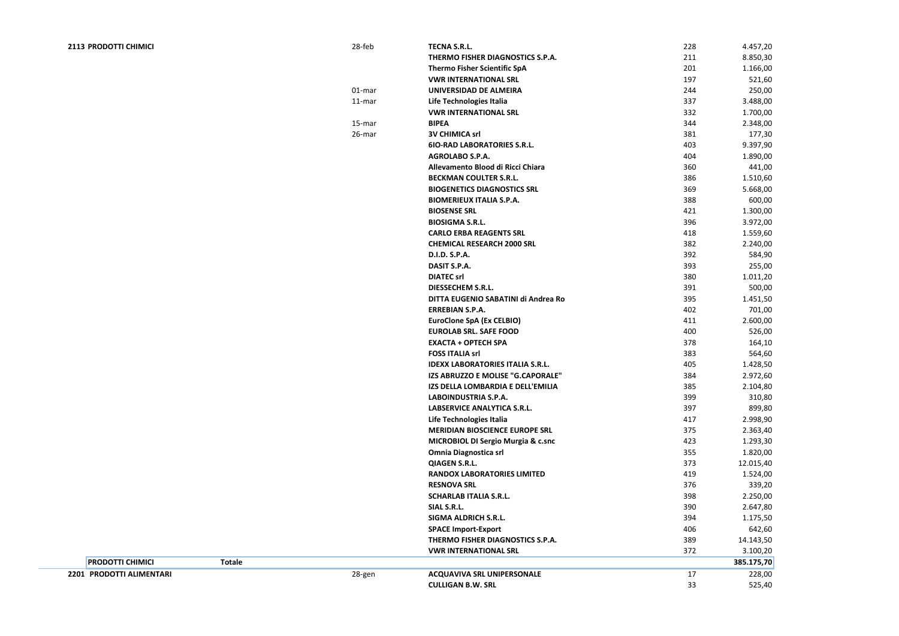| | | | | | |
|---|---|---|---|---|---|
| **2113 PRODOTTI CHIMICI** | | 28-feb | **TECNA S.R.L.** | 228 | 4.457,20 |
| | | | **THERMO FISHER DIAGNOSTICS S.P.A.** | 211 | 8.850,30 |
| | | | **Thermo Fisher Scientific SpA** | 201 | 1.166,00 |
| | | | **VWR INTERNATIONAL SRL** | 197 | 521,60 |
| | | 01-mar | **UNIVERSIDAD DE ALMEIRA** | 244 | 250,00 |
| | | 11-mar | **Life Technologies Italia** | 337 | 3.488,00 |
| | | | **VWR INTERNATIONAL SRL** | 332 | 1.700,00 |
| | | 15-mar | **BIPEA** | 344 | 2.348,00 |
| | | 26-mar | **3V CHIMICA srl** | 381 | 177,30 |
| | | | **6IO-RAD LABORATORIES S.R.L.** | 403 | 9.397,90 |
| | | | **AGROLABO S.P.A.** | 404 | 1.890,00 |
| | | | **Allevamento Blood di Ricci Chiara** | 360 | 441,00 |
| | | | **BECKMAN COULTER S.R.L.** | 386 | 1.510,60 |
| | | | **BIOGENETICS DIAGNOSTICS SRL** | 369 | 5.668,00 |
| | | | **BIOMERIEUX ITALIA S.P.A.** | 388 | 600,00 |
| | | | **BIOSENSE SRL** | 421 | 1.300,00 |
| | | | **BIOSIGMA S.R.L.** | 396 | 3.972,00 |
| | | | **CARLO ERBA REAGENTS SRL** | 418 | 1.559,60 |
| | | | **CHEMICAL RESEARCH 2000 SRL** | 382 | 2.240,00 |
| | | | **D.I.D. S.P.A.** | 392 | 584,90 |
| | | | **DASIT S.P.A.** | 393 | 255,00 |
| | | | **DIATEC srl** | 380 | 1.011,20 |
| | | | **DIESSECHEM S.R.L.** | 391 | 500,00 |
| | | | **DITTA EUGENIO SABATINI di Andrea Ro** | 395 | 1.451,50 |
| | | | **ERREBIAN S.P.A.** | 402 | 701,00 |
| | | | **EuroClone SpA (Ex CELBIO)** | 411 | 2.600,00 |
| | | | **EUROLAB SRL. SAFE FOOD** | 400 | 526,00 |
| | | | **EXACTA + OPTECH SPA** | 378 | 164,10 |
| | | | **FOSS ITALIA srl** | 383 | 564,60 |
| | | | **IDEXX LABORATORIES ITALIA S.R.L.** | 405 | 1.428,50 |
| | | | **IZS ABRUZZO E MOLISE "G.CAPORALE"** | 384 | 2.972,60 |
| | | | **IZS DELLA LOMBARDIA E DELL'EMILIA** | 385 | 2.104,80 |
| | | | **LABOINDUSTRIA S.P.A.** | 399 | 310,80 |
| | | | **LABSERVICE ANALYTICA S.R.L.** | 397 | 899,80 |
| | | | **Life Technologies Italia** | 417 | 2.998,90 |
| | | | **MERIDIAN BIOSCIENCE EUROPE SRL** | 375 | 2.363,40 |
| | | | **MICROBIOL DI Sergio Murgia & c.snc** | 423 | 1.293,30 |
| | | | **Omnia Diagnostica srl** | 355 | 1.820,00 |
| | | | **QIAGEN S.R.L.** | 373 | 12.015,40 |
| | | | **RANDOX LABORATORIES LIMITED** | 419 | 1.524,00 |
| | | | **RESNOVA SRL** | 376 | 339,20 |
| | | | **SCHARLAB ITALIA S.R.L.** | 398 | 2.250,00 |
| | | | **SIAL S.R.L.** | 390 | 2.647,80 |
| | | | **SIGMA ALDRICH S.R.L.** | 394 | 1.175,50 |
| | | | **SPACE Import-Export** | 406 | 642,60 |
| | | | **THERMO FISHER DIAGNOSTICS S.P.A.** | 389 | 14.143,50 |
| | | | **VWR INTERNATIONAL SRL** | 372 | 3.100,20 |
| **PRODOTTI CHIMICI** | **Totale** | | | | **385.175,70** |
| **2201 PRODOTTI ALIMENTARI** | | 28-gen | **ACQUAVIVA SRL UNIPERSONALE** | 17 | 228,00 |
| | | | **CULLIGAN B.W. SRL** | 33 | 525,40 |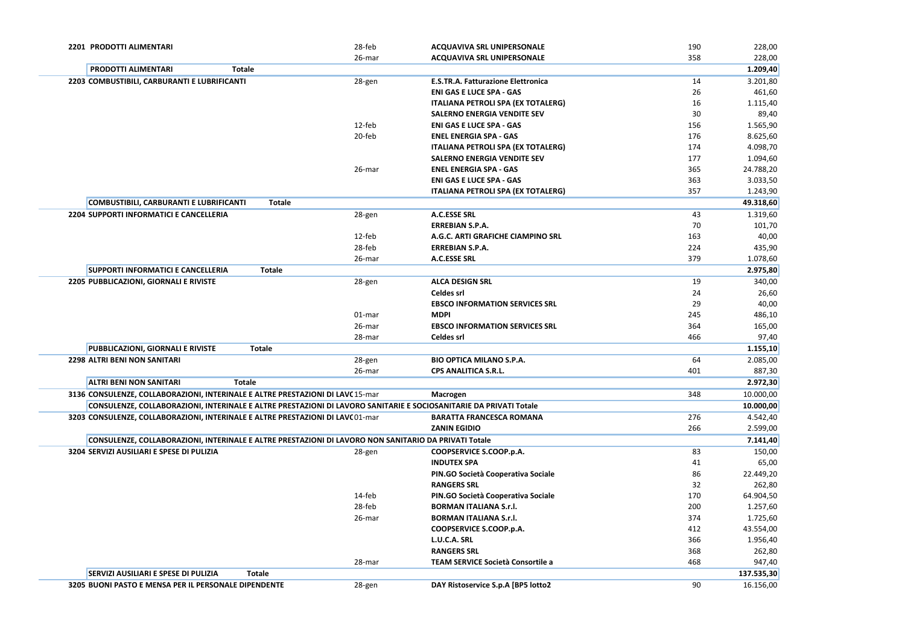| Voce | Data | Fornitore | N. | Importo |
|---|---|---|---|---|
| **2201 PRODOTTI ALIMENTARI** | 28-feb | **ACQUAVIVA SRL UNIPERSONALE** | 190 | 228,00 |
| | 26-mar | **ACQUAVIVA SRL UNIPERSONALE** | 358 | 228,00 |
| **PRODOTTI ALIMENTARI Totale** | | | | **1.209,40** |
| **2203 COMBUSTIBILI, CARBURANTI E LUBRIFICANTI** | 28-gen | **E.S.TR.A. Fatturazione Elettronica** | 14 | 3.201,80 |
| | | **ENI GAS E LUCE SPA - GAS** | 26 | 461,60 |
| | | **ITALIANA PETROLI SPA (EX TOTALERG)** | 16 | 1.115,40 |
| | | **SALERNO ENERGIA VENDITE SEV** | 30 | 89,40 |
| | 12-feb | **ENI GAS E LUCE SPA - GAS** | 156 | 1.565,90 |
| | 20-feb | **ENEL ENERGIA SPA - GAS** | 176 | 8.625,60 |
| | | **ITALIANA PETROLI SPA (EX TOTALERG)** | 174 | 4.098,70 |
| | | **SALERNO ENERGIA VENDITE SEV** | 177 | 1.094,60 |
| | 26-mar | **ENEL ENERGIA SPA - GAS** | 365 | 24.788,20 |
| | | **ENI GAS E LUCE SPA - GAS** | 363 | 3.033,50 |
| | | **ITALIANA PETROLI SPA (EX TOTALERG)** | 357 | 1.243,90 |
| **COMBUSTIBILI, CARBURANTI E LUBRIFICANTI Totale** | | | | **49.318,60** |
| **2204 SUPPORTI INFORMATICI E CANCELLERIA** | 28-gen | **A.C.ESSE SRL** | 43 | 1.319,60 |
| | | **ERREBIAN S.P.A.** | 70 | 101,70 |
| | 12-feb | **A.G.C. ARTI GRAFICHE CIAMPINO SRL** | 163 | 40,00 |
| | 28-feb | **ERREBIAN S.P.A.** | 224 | 435,90 |
| | 26-mar | **A.C.ESSE SRL** | 379 | 1.078,60 |
| **SUPPORTI INFORMATICI E CANCELLERIA Totale** | | | | **2.975,80** |
| **2205 PUBBLICAZIONI, GIORNALI E RIVISTE** | 28-gen | **ALCA DESIGN SRL** | 19 | 340,00 |
| | | **Celdes srl** | 24 | 26,60 |
| | | **EBSCO INFORMATION SERVICES SRL** | 29 | 40,00 |
| | 01-mar | **MDPI** | 245 | 486,10 |
| | 26-mar | **EBSCO INFORMATION SERVICES SRL** | 364 | 165,00 |
| | 28-mar | **Celdes srl** | 466 | 97,40 |
| **PUBBLICAZIONI, GIORNALI E RIVISTE Totale** | | | | **1.155,10** |
| **2298 ALTRI BENI NON SANITARI** | 28-gen | **BIO OPTICA MILANO S.P.A.** | 64 | 2.085,00 |
| | 26-mar | **CPS ANALITICA S.R.L.** | 401 | 887,30 |
| **ALTRI BENI NON SANITARI Totale** | | | | **2.972,30** |
| **3136 CONSULENZE, COLLABORAZIONI, INTERINALE E ALTRE PRESTAZIONI DI LAVC** | 15-mar | **Macrogen** | 348 | 10.000,00 |
| **CONSULENZE, COLLABORAZIONI, INTERINALE E ALTRE PRESTAZIONI DI LAVORO SANITARIE E SOCIOSANITARIE DA PRIVATI Totale** | | | | **10.000,00** |
| **3203 CONSULENZE, COLLABORAZIONI, INTERINALE E ALTRE PRESTAZIONI DI LAVC** | 01-mar | **BARATTA FRANCESCA ROMANA** | 276 | 4.542,40 |
| | | **ZANIN EGIDIO** | 266 | 2.599,00 |
| **CONSULENZE, COLLABORAZIONI, INTERINALE E ALTRE PRESTAZIONI DI LAVORO NON SANITARIO DA PRIVATI Totale** | | | | **7.141,40** |
| **3204 SERVIZI AUSILIARI E SPESE DI PULIZIA** | 28-gen | **COOPSERVICE S.COOP.p.A.** | 83 | 150,00 |
| | | **INDUTEX SPA** | 41 | 65,00 |
| | | **PIN.GO Società Cooperativa Sociale** | 86 | 22.449,20 |
| | | **RANGERS SRL** | 32 | 262,80 |
| | 14-feb | **PIN.GO Società Cooperativa Sociale** | 170 | 64.904,50 |
| | 28-feb | **BORMAN ITALIANA S.r.l.** | 200 | 1.257,60 |
| | 26-mar | **BORMAN ITALIANA S.r.l.** | 374 | 1.725,60 |
| | | **COOPSERVICE S.COOP.p.A.** | 412 | 43.554,00 |
| | | **L.U.C.A. SRL** | 366 | 1.956,40 |
| | | **RANGERS SRL** | 368 | 262,80 |
| | 28-mar | **TEAM SERVICE Società Consortile a** | 468 | 947,40 |
| **SERVIZI AUSILIARI E SPESE DI PULIZIA Totale** | | | | **137.535,30** |
| **3205 BUONI PASTO E MENSA PER IL PERSONALE DIPENDENTE** | 28-gen | **DAY Ristoservice S.p.A [BP5 lotto2** | 90 | 16.156,00 |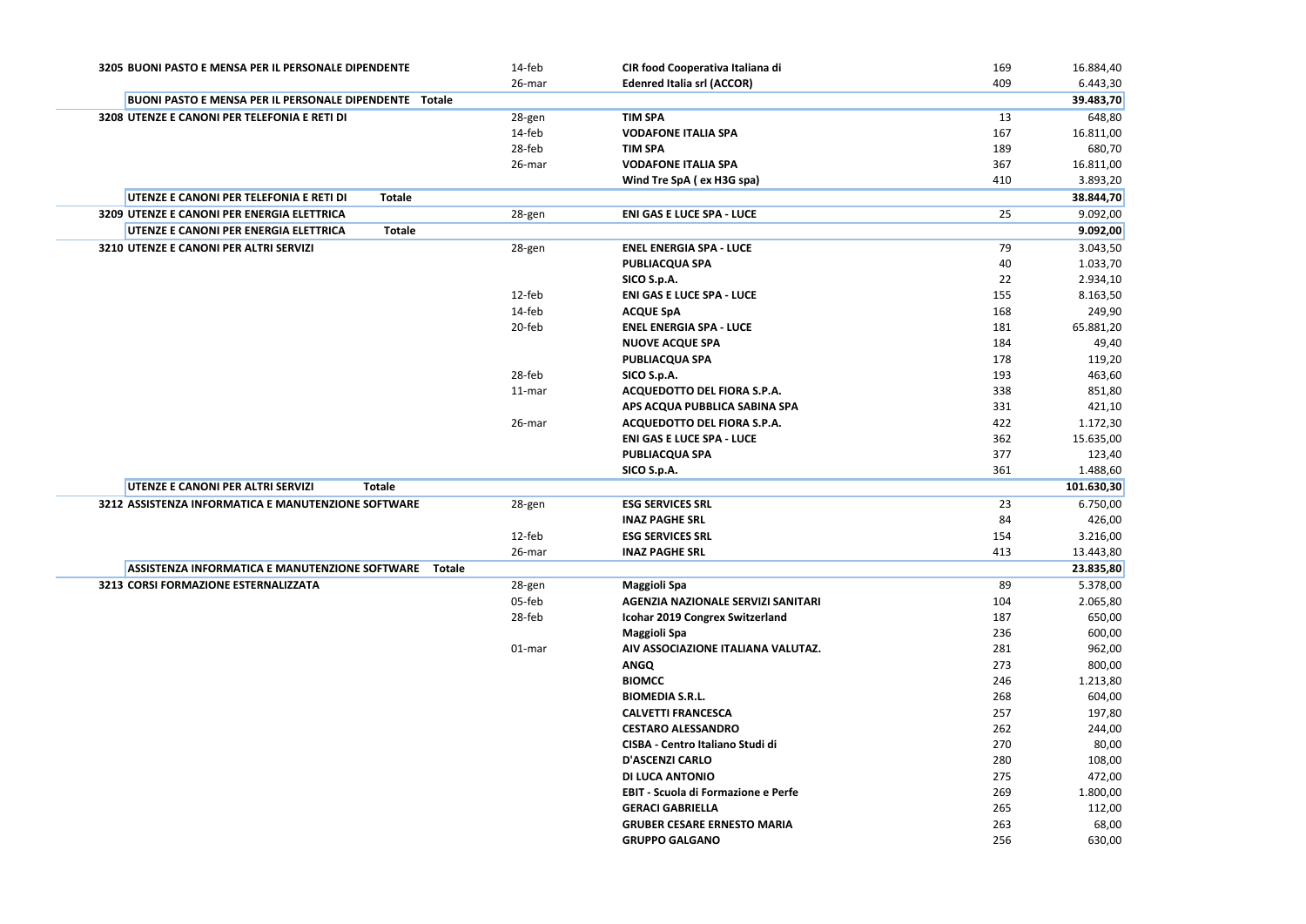| Voce | Data | Beneficiario | N. | Importo |
|---|---|---|---|---|
| **3205 BUONI PASTO E MENSA PER IL PERSONALE DIPENDENTE** | 14-feb | **CIR food Cooperativa Italiana di** | 169 | 16.884,40 |
| | 26-mar | **Edenred Italia srl (ACCOR)** | 409 | 6.443,30 |
| **BUONI PASTO E MENSA PER IL PERSONALE DIPENDENTE Totale** | | | | **39.483,70** |
| **3208 UTENZE E CANONI PER TELEFONIA E RETI DI** | 28-gen | **TIM SPA** | 13 | 648,80 |
| | 14-feb | **VODAFONE ITALIA SPA** | 167 | 16.811,00 |
| | 28-feb | **TIM SPA** | 189 | 680,70 |
| | 26-mar | **VODAFONE ITALIA SPA** | 367 | 16.811,00 |
| | | **Wind Tre SpA ( ex H3G spa)** | 410 | 3.893,20 |
| **UTENZE E CANONI PER TELEFONIA E RETI DI Totale** | | | | **38.844,70** |
| **3209 UTENZE E CANONI PER ENERGIA ELETTRICA** | 28-gen | **ENI GAS E LUCE SPA - LUCE** | 25 | 9.092,00 |
| **UTENZE E CANONI PER ENERGIA ELETTRICA Totale** | | | | **9.092,00** |
| **3210 UTENZE E CANONI PER ALTRI SERVIZI** | 28-gen | **ENEL ENERGIA SPA - LUCE** | 79 | 3.043,50 |
| | | **PUBLIACQUA SPA** | 40 | 1.033,70 |
| | | **SICO S.p.A.** | 22 | 2.934,10 |
| | 12-feb | **ENI GAS E LUCE SPA - LUCE** | 155 | 8.163,50 |
| | 14-feb | **ACQUE SpA** | 168 | 249,90 |
| | 20-feb | **ENEL ENERGIA SPA - LUCE** | 181 | 65.881,20 |
| | | **NUOVE ACQUE SPA** | 184 | 49,40 |
| | | **PUBLIACQUA SPA** | 178 | 119,20 |
| | 28-feb | **SICO S.p.A.** | 193 | 463,60 |
| | 11-mar | **ACQUEDOTTO DEL FIORA S.P.A.** | 338 | 851,80 |
| | | **APS ACQUA PUBBLICA SABINA SPA** | 331 | 421,10 |
| | 26-mar | **ACQUEDOTTO DEL FIORA S.P.A.** | 422 | 1.172,30 |
| | | **ENI GAS E LUCE SPA - LUCE** | 362 | 15.635,00 |
| | | **PUBLIACQUA SPA** | 377 | 123,40 |
| | | **SICO S.p.A.** | 361 | 1.488,60 |
| **UTENZE E CANONI PER ALTRI SERVIZI Totale** | | | | **101.630,30** |
| **3212 ASSISTENZA INFORMATICA E MANUTENZIONE SOFTWARE** | 28-gen | **ESG SERVICES SRL** | 23 | 6.750,00 |
| | | **INAZ PAGHE SRL** | 84 | 426,00 |
| | 12-feb | **ESG SERVICES SRL** | 154 | 3.216,00 |
| | 26-mar | **INAZ PAGHE SRL** | 413 | 13.443,80 |
| **ASSISTENZA INFORMATICA E MANUTENZIONE SOFTWARE Totale** | | | | **23.835,80** |
| **3213 CORSI FORMAZIONE ESTERNALIZZATA** | 28-gen | **Maggioli Spa** | 89 | 5.378,00 |
| | 05-feb | **AGENZIA NAZIONALE SERVIZI SANITARI** | 104 | 2.065,80 |
| | 28-feb | **Icohar 2019 Congrex Switzerland** | 187 | 650,00 |
| | | **Maggioli Spa** | 236 | 600,00 |
| | 01-mar | **AIV ASSOCIAZIONE ITALIANA VALUTAZ.** | 281 | 962,00 |
| | | **ANGQ** | 273 | 800,00 |
| | | **BIOMCC** | 246 | 1.213,80 |
| | | **BIOMEDIA S.R.L.** | 268 | 604,00 |
| | | **CALVETTI FRANCESCA** | 257 | 197,80 |
| | | **CESTARO ALESSANDRO** | 262 | 244,00 |
| | | **CISBA - Centro Italiano Studi di** | 270 | 80,00 |
| | | **D'ASCENZI CARLO** | 280 | 108,00 |
| | | **DI LUCA ANTONIO** | 275 | 472,00 |
| | | **EBIT - Scuola di Formazione e Perfe** | 269 | 1.800,00 |
| | | **GERACI GABRIELLA** | 265 | 112,00 |
| | | **GRUBER CESARE ERNESTO MARIA** | 263 | 68,00 |
| | | **GRUPPO GALGANO** | 256 | 630,00 |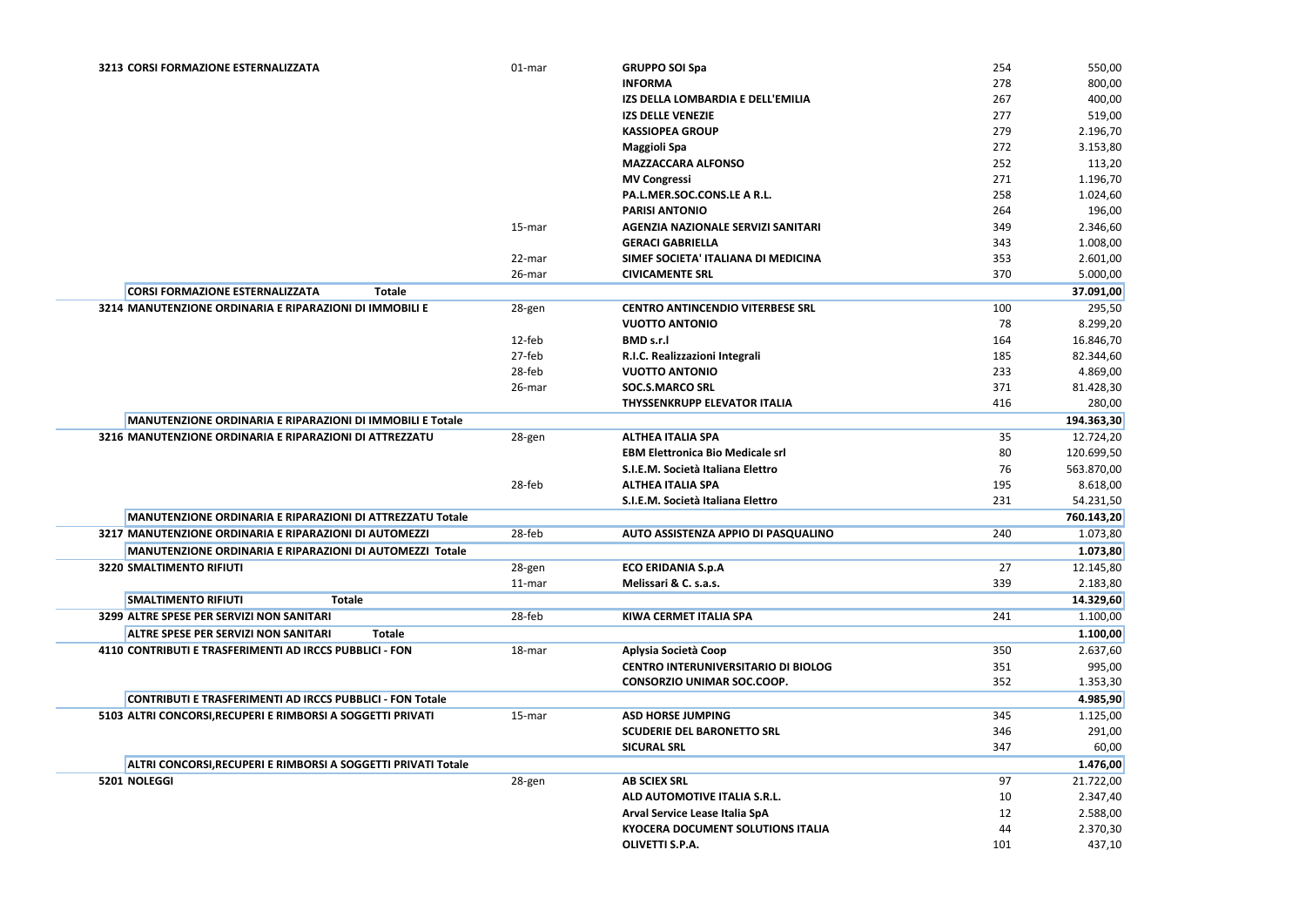| | | | | |
|---|---|---|---|---|
| **3213 CORSI FORMAZIONE ESTERNALIZZATA** | 01-mar | **GRUPPO SOI Spa** | 254 | 550,00 |
| | | **INFORMA** | 278 | 800,00 |
| | | **IZS DELLA LOMBARDIA E DELL'EMILIA** | 267 | 400,00 |
| | | **IZS DELLE VENEZIE** | 277 | 519,00 |
| | | **KASSIOPEA GROUP** | 279 | 2.196,70 |
| | | **Maggioli Spa** | 272 | 3.153,80 |
| | | **MAZZACCARA ALFONSO** | 252 | 113,20 |
| | | **MV Congressi** | 271 | 1.196,70 |
| | | **PA.L.MER.SOC.CONS.LE A R.L.** | 258 | 1.024,60 |
| | | **PARISI ANTONIO** | 264 | 196,00 |
| | 15-mar | **AGENZIA NAZIONALE SERVIZI SANITARI** | 349 | 2.346,60 |
| | | **GERACI GABRIELLA** | 343 | 1.008,00 |
| | 22-mar | **SIMEF SOCIETA' ITALIANA DI MEDICINA** | 353 | 2.601,00 |
| | 26-mar | **CIVICAMENTE SRL** | 370 | 5.000,00 |
| **CORSI FORMAZIONE ESTERNALIZZATA Totale** | | | | **37.091,00** |
| **3214 MANUTENZIONE ORDINARIA E RIPARAZIONI DI IMMOBILI E** | 28-gen | **CENTRO ANTINCENDIO VITERBESE SRL** | 100 | 295,50 |
| | | **VUOTTO ANTONIO** | 78 | 8.299,20 |
| | 12-feb | **BMD s.r.l** | 164 | 16.846,70 |
| | 27-feb | **R.I.C. Realizzazioni Integrali** | 185 | 82.344,60 |
| | 28-feb | **VUOTTO ANTONIO** | 233 | 4.869,00 |
| | 26-mar | **SOC.S.MARCO SRL** | 371 | 81.428,30 |
| | | **THYSSENKRUPP ELEVATOR ITALIA** | 416 | 280,00 |
| **MANUTENZIONE ORDINARIA E RIPARAZIONI DI IMMOBILI E Totale** | | | | **194.363,30** |
| **3216 MANUTENZIONE ORDINARIA E RIPARAZIONI DI ATTREZZATU** | 28-gen | **ALTHEA ITALIA SPA** | 35 | 12.724,20 |
| | | **EBM Elettronica Bio Medicale srl** | 80 | 120.699,50 |
| | | **S.I.E.M. Società Italiana Elettro** | 76 | 563.870,00 |
| | 28-feb | **ALTHEA ITALIA SPA** | 195 | 8.618,00 |
| | | **S.I.E.M. Società Italiana Elettro** | 231 | 54.231,50 |
| **MANUTENZIONE ORDINARIA E RIPARAZIONI DI ATTREZZATU Totale** | | | | **760.143,20** |
| **3217 MANUTENZIONE ORDINARIA E RIPARAZIONI DI AUTOMEZZI** | 28-feb | **AUTO ASSISTENZA APPIO DI PASQUALINO** | 240 | 1.073,80 |
| **MANUTENZIONE ORDINARIA E RIPARAZIONI DI AUTOMEZZI Totale** | | | | **1.073,80** |
| **3220 SMALTIMENTO RIFIUTI** | 28-gen | **ECO ERIDANIA S.p.A** | 27 | 12.145,80 |
| | 11-mar | **Melissari & C. s.a.s.** | 339 | 2.183,80 |
| **SMALTIMENTO RIFIUTI Totale** | | | | **14.329,60** |
| **3299 ALTRE SPESE PER SERVIZI NON SANITARI** | 28-feb | **KIWA CERMET ITALIA SPA** | 241 | 1.100,00 |
| **ALTRE SPESE PER SERVIZI NON SANITARI Totale** | | | | **1.100,00** |
| **4110 CONTRIBUTI E TRASFERIMENTI AD IRCCS PUBBLICI - FON** | 18-mar | **Aplysia Società Coop** | 350 | 2.637,60 |
| | | **CENTRO INTERUNIVERSITARIO DI BIOLOG** | 351 | 995,00 |
| | | **CONSORZIO UNIMAR SOC.COOP.** | 352 | 1.353,30 |
| **CONTRIBUTI E TRASFERIMENTI AD IRCCS PUBBLICI - FON Totale** | | | | **4.985,90** |
| **5103 ALTRI CONCORSI,RECUPERI E RIMBORSI A SOGGETTI PRIVATI** | 15-mar | **ASD HORSE JUMPING** | 345 | 1.125,00 |
| | | **SCUDERIE DEL BARONETTO SRL** | 346 | 291,00 |
| | | **SICURAL SRL** | 347 | 60,00 |
| **ALTRI CONCORSI,RECUPERI E RIMBORSI A SOGGETTI PRIVATI Totale** | | | | **1.476,00** |
| **5201 NOLEGGI** | 28-gen | **AB SCIEX SRL** | 97 | 21.722,00 |
| | | **ALD AUTOMOTIVE ITALIA S.R.L.** | 10 | 2.347,40 |
| | | **Arval Service Lease Italia SpA** | 12 | 2.588,00 |
| | | **KYOCERA DOCUMENT SOLUTIONS ITALIA** | 44 | 2.370,30 |
| | | **OLIVETTI S.P.A.** | 101 | 437,10 |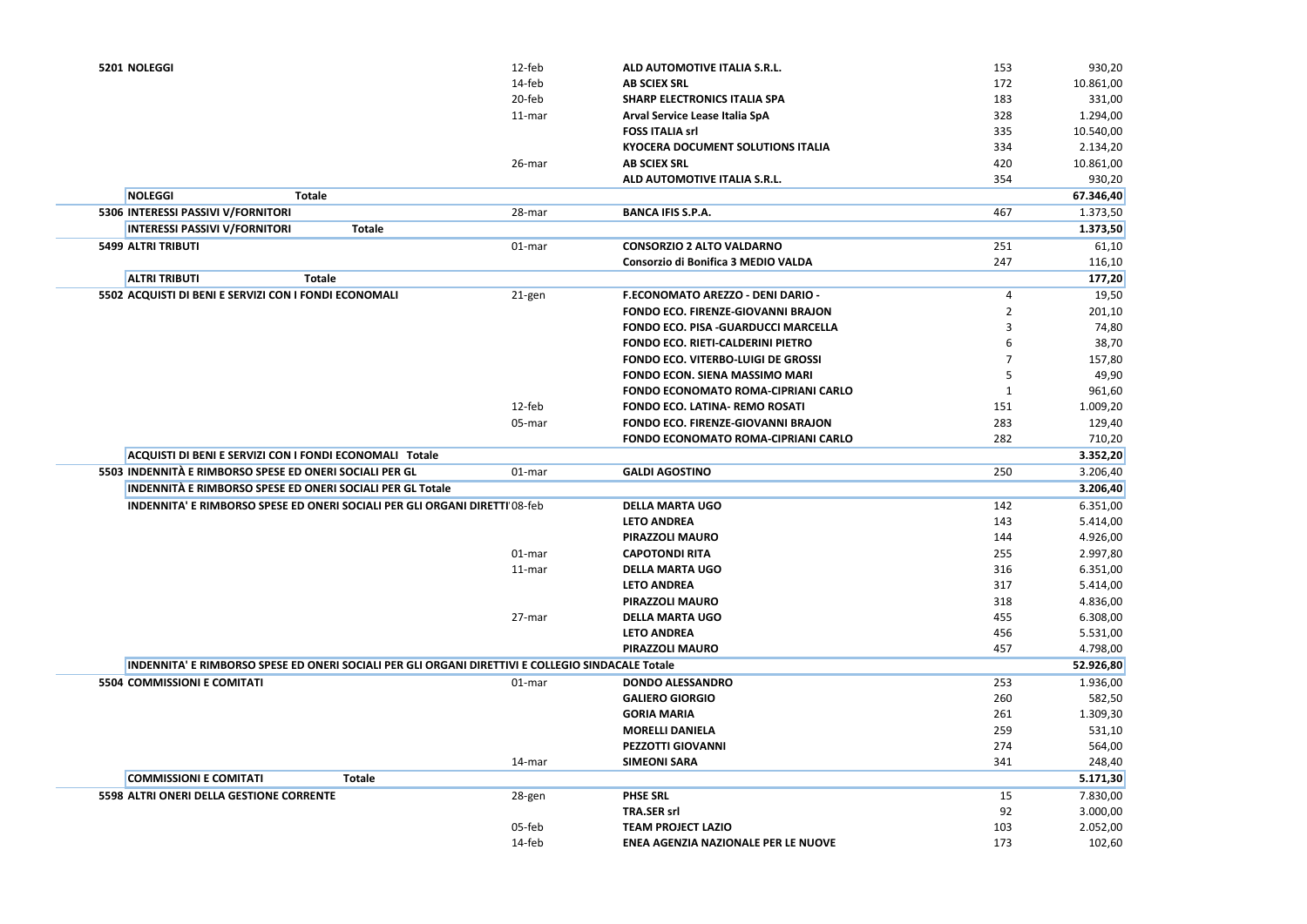| Voce | Data | Beneficiario | N. | Importo |
|---|---|---|---|---|
| **5201 NOLEGGI** | 12-feb | **ALD AUTOMOTIVE ITALIA S.R.L.** | 153 | 930,20 |
| | 14-feb | **AB SCIEX SRL** | 172 | 10.861,00 |
| | 20-feb | **SHARP ELECTRONICS ITALIA SPA** | 183 | 331,00 |
| | 11-mar | **Arval Service Lease Italia SpA** | 328 | 1.294,00 |
| | | **FOSS ITALIA srl** | 335 | 10.540,00 |
| | | **KYOCERA DOCUMENT SOLUTIONS ITALIA** | 334 | 2.134,20 |
| | 26-mar | **AB SCIEX SRL** | 420 | 10.861,00 |
| | | **ALD AUTOMOTIVE ITALIA S.R.L.** | 354 | 930,20 |
| **NOLEGGI Totale** | | | | **67.346,40** |
| **5306 INTERESSI PASSIVI V/FORNITORI** | 28-mar | **BANCA IFIS S.P.A.** | 467 | 1.373,50 |
| **INTERESSI PASSIVI V/FORNITORI Totale** | | | | **1.373,50** |
| **5499 ALTRI TRIBUTI** | 01-mar | **CONSORZIO 2 ALTO VALDARNO** | 251 | 61,10 |
| | | **Consorzio di Bonifica 3 MEDIO VALDA** | 247 | 116,10 |
| **ALTRI TRIBUTI Totale** | | | | **177,20** |
| **5502 ACQUISTI DI BENI E SERVIZI CON I FONDI ECONOMALI** | 21-gen | **F.ECONOMATO AREZZO - DENI DARIO -** | 4 | 19,50 |
| | | **FONDO ECO. FIRENZE-GIOVANNI BRAJON** | 2 | 201,10 |
| | | **FONDO ECO. PISA -GUARDUCCI MARCELLA** | 3 | 74,80 |
| | | **FONDO ECO. RIETI-CALDERINI PIETRO** | 6 | 38,70 |
| | | **FONDO ECO. VITERBO-LUIGI DE GROSSI** | 7 | 157,80 |
| | | **FONDO ECON. SIENA MASSIMO MARI** | 5 | 49,90 |
| | | **FONDO ECONOMATO ROMA-CIPRIANI CARLO** | 1 | 961,60 |
| | 12-feb | **FONDO ECO. LATINA- REMO ROSATI** | 151 | 1.009,20 |
| | 05-mar | **FONDO ECO. FIRENZE-GIOVANNI BRAJON** | 283 | 129,40 |
| | | **FONDO ECONOMATO ROMA-CIPRIANI CARLO** | 282 | 710,20 |
| **ACQUISTI DI BENI E SERVIZI CON I FONDI ECONOMALI Totale** | | | | **3.352,20** |
| **5503 INDENNITÀ E RIMBORSO SPESE ED ONERI SOCIALI PER GL** | 01-mar | **GALDI AGOSTINO** | 250 | 3.206,40 |
| **INDENNITÀ E RIMBORSO SPESE ED ONERI SOCIALI PER GL Totale** | | | | **3.206,40** |
| **INDENNITA' E RIMBORSO SPESE ED ONERI SOCIALI PER GLI ORGANI DIRETTI** | 08-feb | **DELLA MARTA UGO** | 142 | 6.351,00 |
| | | **LETO ANDREA** | 143 | 5.414,00 |
| | | **PIRAZZOLI MAURO** | 144 | 4.926,00 |
| | 01-mar | **CAPOTONDI RITA** | 255 | 2.997,80 |
| | 11-mar | **DELLA MARTA UGO** | 316 | 6.351,00 |
| | | **LETO ANDREA** | 317 | 5.414,00 |
| | | **PIRAZZOLI MAURO** | 318 | 4.836,00 |
| | 27-mar | **DELLA MARTA UGO** | 455 | 6.308,00 |
| | | **LETO ANDREA** | 456 | 5.531,00 |
| | | **PIRAZZOLI MAURO** | 457 | 4.798,00 |
| **INDENNITA' E RIMBORSO SPESE ED ONERI SOCIALI PER GLI ORGANI DIRETTIVI E COLLEGIO SINDACALE Totale** | | | | **52.926,80** |
| **5504 COMMISSIONI E COMITATI** | 01-mar | **DONDO ALESSANDRO** | 253 | 1.936,00 |
| | | **GALIERO GIORGIO** | 260 | 582,50 |
| | | **GORIA MARIA** | 261 | 1.309,30 |
| | | **MORELLI DANIELA** | 259 | 531,10 |
| | | **PEZZOTTI GIOVANNI** | 274 | 564,00 |
| | 14-mar | **SIMEONI SARA** | 341 | 248,40 |
| **COMMISSIONI E COMITATI Totale** | | | | **5.171,30** |
| **5598 ALTRI ONERI DELLA GESTIONE CORRENTE** | 28-gen | **PHSE SRL** | 15 | 7.830,00 |
| | | **TRA.SER srl** | 92 | 3.000,00 |
| | 05-feb | **TEAM PROJECT LAZIO** | 103 | 2.052,00 |
| | 14-feb | **ENEA AGENZIA NAZIONALE PER LE NUOVE** | 173 | 102,60 |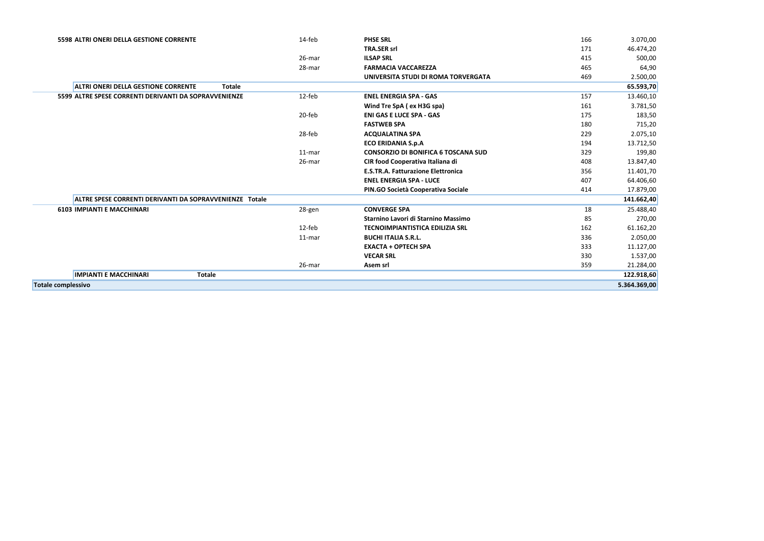| | | | | |
|---|---|---|---|---|
| **5598 ALTRI ONERI DELLA GESTIONE CORRENTE** | 14-feb | **PHSE SRL** | 166 | 3.070,00 |
| | | **TRA.SER srl** | 171 | 46.474,20 |
| | 26-mar | **ILSAP SRL** | 415 | 500,00 |
| | 28-mar | **FARMACIA VACCAREZZA** | 465 | 64,90 |
| | | **UNIVERSITA STUDI DI ROMA TORVERGATA** | 469 | 2.500,00 |
| **ALTRI ONERI DELLA GESTIONE CORRENTE Totale** | | | | **65.593,70** |
| **5599 ALTRE SPESE CORRENTI DERIVANTI DA SOPRAVVENIENZE** | 12-feb | **ENEL ENERGIA SPA - GAS** | 157 | 13.460,10 |
| | | **Wind Tre SpA ( ex H3G spa)** | 161 | 3.781,50 |
| | 20-feb | **ENI GAS E LUCE SPA - GAS** | 175 | 183,50 |
| | | **FASTWEB SPA** | 180 | 715,20 |
| | 28-feb | **ACQUALATINA SPA** | 229 | 2.075,10 |
| | | **ECO ERIDANIA S.p.A** | 194 | 13.712,50 |
| | 11-mar | **CONSORZIO DI BONIFICA 6 TOSCANA SUD** | 329 | 199,80 |
| | 26-mar | **CIR food Cooperativa Italiana di** | 408 | 13.847,40 |
| | | **E.S.TR.A. Fatturazione Elettronica** | 356 | 11.401,70 |
| | | **ENEL ENERGIA SPA - LUCE** | 407 | 64.406,60 |
| | | **PIN.GO Società Cooperativa Sociale** | 414 | 17.879,00 |
| **ALTRE SPESE CORRENTI DERIVANTI DA SOPRAVVENIENZE Totale** | | | | **141.662,40** |
| **6103 IMPIANTI E MACCHINARI** | 28-gen | **CONVERGE SPA** | 18 | 25.488,40 |
| | | **Starnino Lavori di Starnino Massimo** | 85 | 270,00 |
| | 12-feb | **TECNOIMPIANTISTICA EDILIZIA SRL** | 162 | 61.162,20 |
| | 11-mar | **BUCHI ITALIA S.R.L.** | 336 | 2.050,00 |
| | | **EXACTA + OPTECH SPA** | 333 | 11.127,00 |
| | | **VECAR SRL** | 330 | 1.537,00 |
| | 26-mar | **Asem srl** | 359 | 21.284,00 |
| **IMPIANTI E MACCHINARI Totale** | | | | **122.918,60** |
| **Totale complessivo** | | | | **5.364.369,00** |